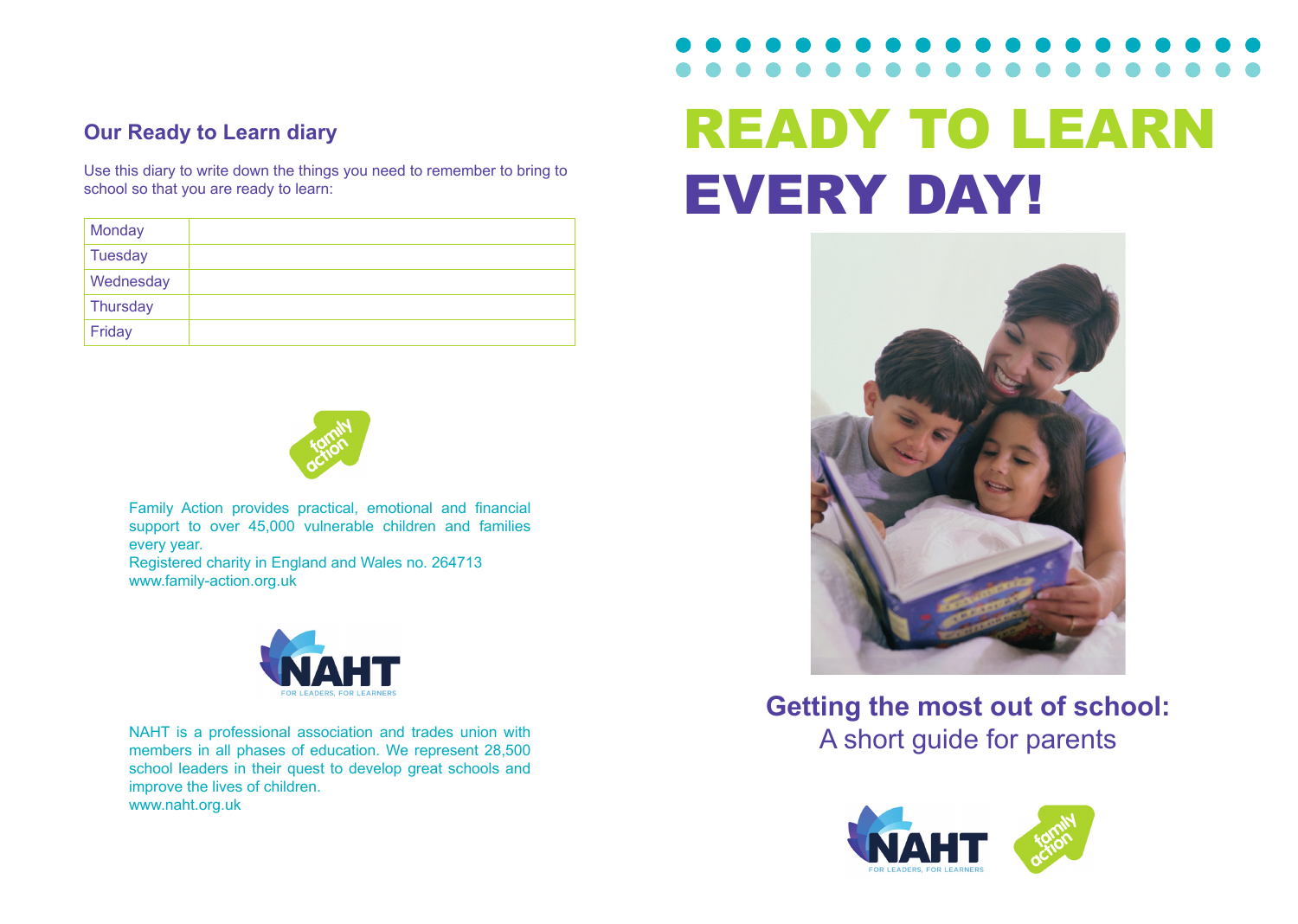## Our Ready to Learn diary

Use this diary to write down the things you need to remember to bring to school so that you are ready to learn:

| Monday | |
|---|---|
| Tuesday | |
| Wednesday | |
| Thursday | |
| Friday | |

Family Action provides practical, emotional and financial support to over 45,000 vulnerable children and families every year.
Registered charity in England and Wales no. 264713
www.family-action.org.uk

NAHT is a professional association and trades union with members in all phases of education. We represent 28,500 school leaders in their quest to develop great schools and improve the lives of children.
www.naht.org.uk

# READY TO LEARN EVERY DAY!

**Getting the most out of school:**
A short guide for parents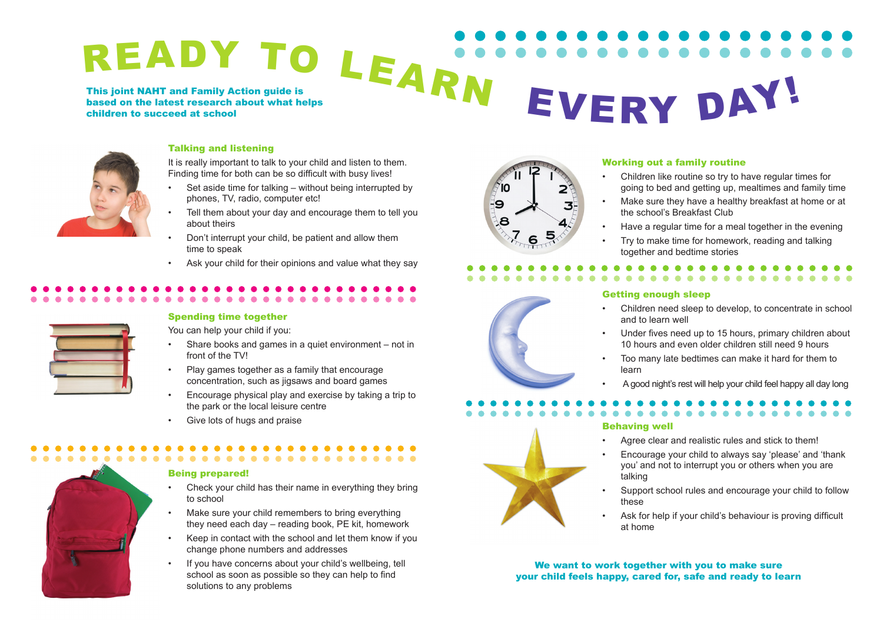# READY TO LEARN EVERY DAY!

**This joint NAHT and Family Action guide is based on the latest research about what helps children to succeed at school**

## Talking and listening

It is really important to talk to your child and listen to them. Finding time for both can be so difficult with busy lives!

- Set aside time for talking – without being interrupted by phones, TV, radio, computer etc!
- Tell them about your day and encourage them to tell you about theirs
- Don't interrupt your child, be patient and allow them time to speak
- Ask your child for their opinions and value what they say

## Spending time together

You can help your child if you:

- Share books and games in a quiet environment – not in front of the TV!
- Play games together as a family that encourage concentration, such as jigsaws and board games
- Encourage physical play and exercise by taking a trip to the park or the local leisure centre
- Give lots of hugs and praise

## Being prepared!

- Check your child has their name in everything they bring to school
- Make sure your child remembers to bring everything they need each day – reading book, PE kit, homework
- Keep in contact with the school and let them know if you change phone numbers and addresses
- If you have concerns about your child's wellbeing, tell school as soon as possible so they can help to find solutions to any problems

## Working out a family routine

- Children like routine so try to have regular times for going to bed and getting up, mealtimes and family time
- Make sure they have a healthy breakfast at home or at the school's Breakfast Club
- Have a regular time for a meal together in the evening
- Try to make time for homework, reading and talking together and bedtime stories

## Getting enough sleep

- Children need sleep to develop, to concentrate in school and to learn well
- Under fives need up to 15 hours, primary children about 10 hours and even older children still need 9 hours
- Too many late bedtimes can make it hard for them to learn
- A good night's rest will help your child feel happy all day long

## Behaving well

- Agree clear and realistic rules and stick to them!
- Encourage your child to always say 'please' and 'thank you' and not to interrupt you or others when you are talking
- Support school rules and encourage your child to follow these
- Ask for help if your child's behaviour is proving difficult at home

**We want to work together with you to make sure your child feels happy, cared for, safe and ready to learn**